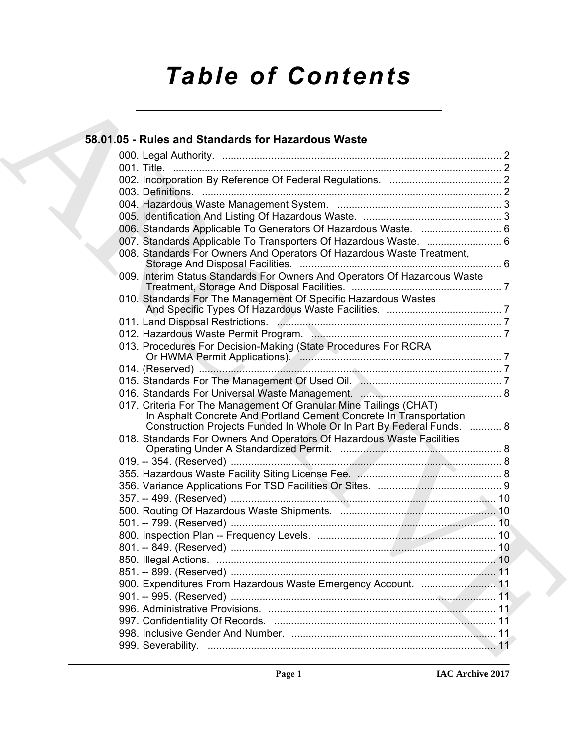# Table of Contents

## 58.01.05 - Rules and Standards for Hazardous Waste

000. Legal Authority. ........................................................................................ 2
001. Title. ........................................................................................ 2
002. Incorporation By Reference Of Federal Regulations. ........................................ 2
003. Definitions. ........................................................................................ 2
004. Hazardous Waste Management System. ........................................................ 3
005. Identification And Listing Of Hazardous Waste. ................................................ 3
006. Standards Applicable To Generators Of Hazardous Waste. ............................ 6
007. Standards Applicable To Transporters Of Hazardous Waste. .......................... 6
008. Standards For Owners And Operators Of Hazardous Waste Treatment, Storage And Disposal Facilities. ........................................................................ 6
009. Interim Status Standards For Owners And Operators Of Hazardous Waste Treatment, Storage And Disposal Facilities. ................................................... 7
010. Standards For The Management Of Specific Hazardous Wastes And Specific Types Of Hazardous Waste Facilities. ......................................... 7
011. Land Disposal Restrictions. ........................................................................ 7
012. Hazardous Waste Permit Program. ............................................................... 7
013. Procedures For Decision-Making (State Procedures For RCRA Or HWMA Permit Applications). ................................................................ 7
014. (Reserved) ........................................................................................ 7
015. Standards For The Management Of Used Oil. ................................................ 7
016. Standards For Universal Waste Management. ................................................ 8
017. Criteria For The Management Of Granular Mine Tailings (CHAT) In Asphalt Concrete And Portland Cement Concrete In Transportation Construction Projects Funded In Whole Or In Part By Federal Funds. ........... 8
018. Standards For Owners And Operators Of Hazardous Waste Facilities Operating Under A Standardized Permit. ........................................................ 8
019. -- 354. (Reserved) ........................................................................................ 8
355. Hazardous Waste Facility Siting License Fee. ................................................ 8
356. Variance Applications For TSD Facilities Or Sites. ........................................ 9
357. -- 499. (Reserved) ........................................................................................ 10
500. Routing Of Hazardous Waste Shipments. ...................................................... 10
501. -- 799. (Reserved) ........................................................................................ 10
800. Inspection Plan -- Frequency Levels. ........................................................... 10
801. -- 849. (Reserved) ........................................................................................ 10
850. Illegal Actions. ........................................................................................ 10
851. -- 899. (Reserved) ........................................................................................ 11
900. Expenditures From Hazardous Waste Emergency Account. .......................... 11
901. -- 995. (Reserved) ........................................................................................ 11
996. Administrative Provisions. ........................................................................ 11
997. Confidentiality Of Records. ........................................................................ 11
998. Inclusive Gender And Number. ........................................................................ 11
999. Severability. ........................................................................................ 11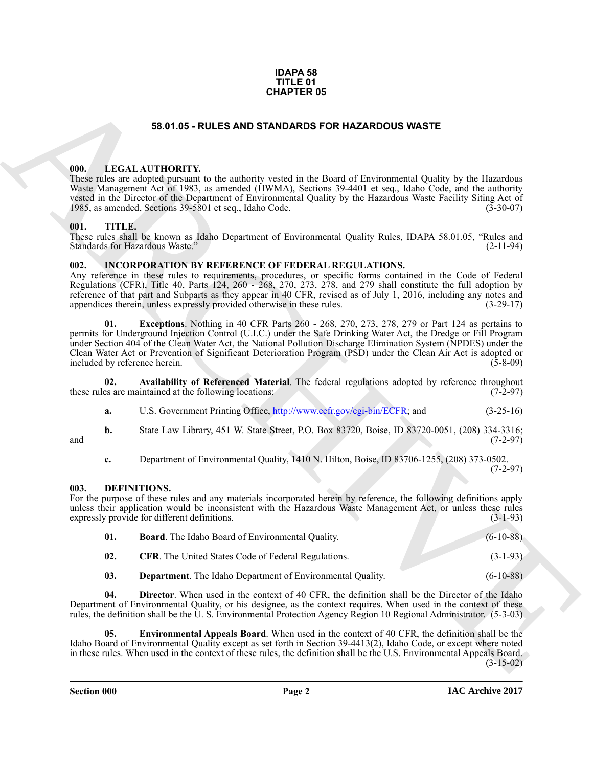**IDAPA 58**
**TITLE 01**
**CHAPTER 05**

# 58.01.05 - RULES AND STANDARDS FOR HAZARDOUS WASTE

## 000. LEGAL AUTHORITY.

These rules are adopted pursuant to the authority vested in the Board of Environmental Quality by the Hazardous Waste Management Act of 1983, as amended (HWMA), Sections 39-4401 et seq., Idaho Code, and the authority vested in the Director of the Department of Environmental Quality by the Hazardous Waste Facility Siting Act of 1985, as amended, Sections 39-5801 et seq., Idaho Code. (3-30-07)

## 001. TITLE.

These rules shall be known as Idaho Department of Environmental Quality Rules, IDAPA 58.01.05, "Rules and Standards for Hazardous Waste." (2-11-94)

## 002. INCORPORATION BY REFERENCE OF FEDERAL REGULATIONS.

Any reference in these rules to requirements, procedures, or specific forms contained in the Code of Federal Regulations (CFR), Title 40, Parts 124, 260 - 268, 270, 273, 278, and 279 shall constitute the full adoption by reference of that part and Subparts as they appear in 40 CFR, revised as of July 1, 2016, including any notes and appendices therein, unless expressly provided otherwise in these rules. (3-29-17)

**01. Exceptions**. Nothing in 40 CFR Parts 260 - 268, 270, 273, 278, 279 or Part 124 as pertains to permits for Underground Injection Control (U.I.C.) under the Safe Drinking Water Act, the Dredge or Fill Program under Section 404 of the Clean Water Act, the National Pollution Discharge Elimination System (NPDES) under the Clean Water Act or Prevention of Significant Deterioration Program (PSD) under the Clean Air Act is adopted or included by reference herein. (5-8-09)

**02. Availability of Referenced Material**. The federal regulations adopted by reference throughout these rules are maintained at the following locations: (7-2-97)

**a.** U.S. Government Printing Office, http://www.ecfr.gov/cgi-bin/ECFR; and (3-25-16)

**b.** State Law Library, 451 W. State Street, P.O. Box 83720, Boise, ID 83720-0051, (208) 334-3316; and (7-2-97)

**c.** Department of Environmental Quality, 1410 N. Hilton, Boise, ID 83706-1255, (208) 373-0502. (7-2-97)

## 003. DEFINITIONS.

For the purpose of these rules and any materials incorporated herein by reference, the following definitions apply unless their application would be inconsistent with the Hazardous Waste Management Act, or unless these rules expressly provide for different definitions. (3-1-93)

**01. Board**. The Idaho Board of Environmental Quality. (6-10-88)

**02. CFR**. The United States Code of Federal Regulations. (3-1-93)

**03. Department**. The Idaho Department of Environmental Quality. (6-10-88)

**04. Director**. When used in the context of 40 CFR, the definition shall be the Director of the Idaho Department of Environmental Quality, or his designee, as the context requires. When used in the context of these rules, the definition shall be the U. S. Environmental Protection Agency Region 10 Regional Administrator. (5-3-03)

**05. Environmental Appeals Board**. When used in the context of 40 CFR, the definition shall be the Idaho Board of Environmental Quality except as set forth in Section 39-4413(2), Idaho Code, or except where noted in these rules. When used in the context of these rules, the definition shall be the U.S. Environmental Appeals Board. (3-15-02)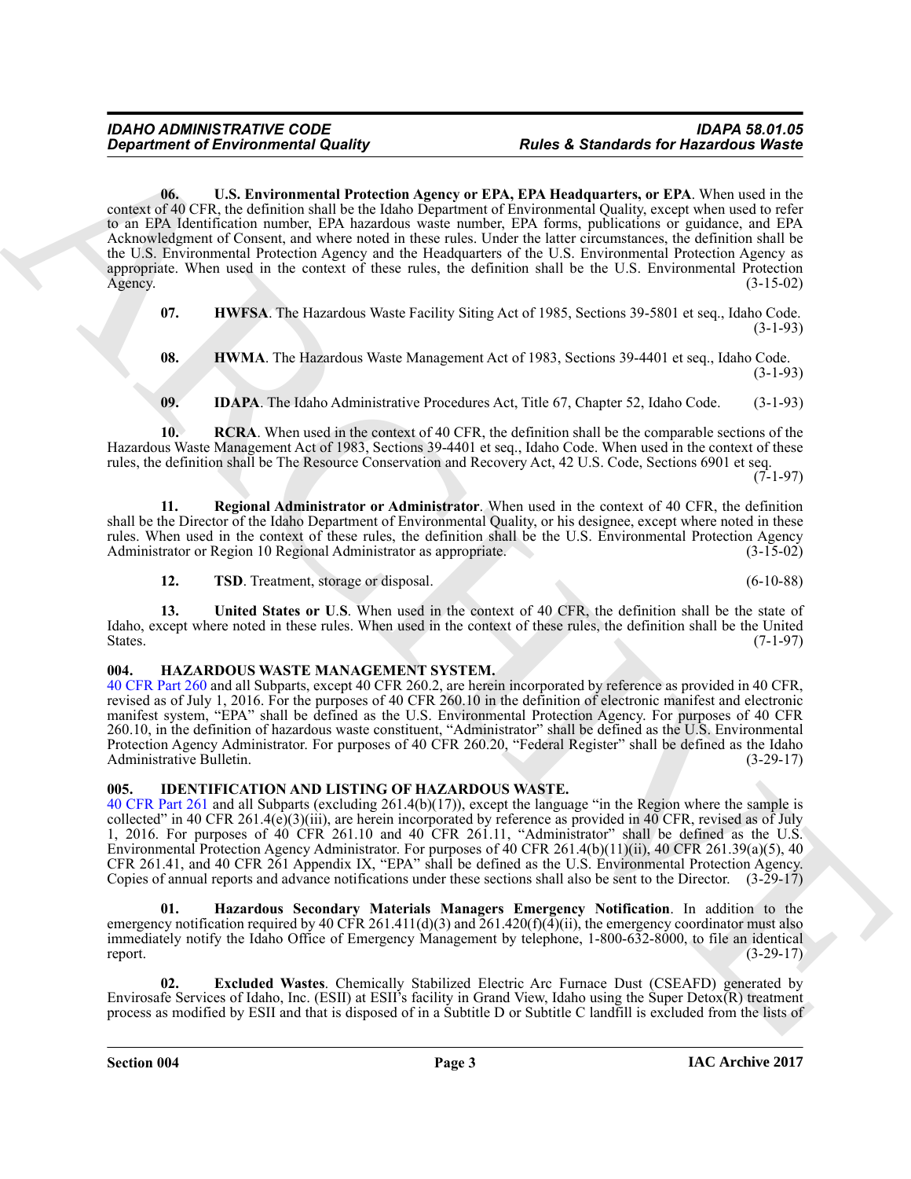**06. U.S. Environmental Protection Agency or EPA, EPA Headquarters, or EPA**. When used in the context of 40 CFR, the definition shall be the Idaho Department of Environmental Quality, except when used to refer to an EPA Identification number, EPA hazardous waste number, EPA forms, publications or guidance, and EPA Acknowledgment of Consent, and where noted in these rules. Under the latter circumstances, the definition shall be the U.S. Environmental Protection Agency and the Headquarters of the U.S. Environmental Protection Agency as appropriate. When used in the context of these rules, the definition shall be the U.S. Environmental Protection Agency. (3-15-02)

**07. HWFSA**. The Hazardous Waste Facility Siting Act of 1985, Sections 39-5801 et seq., Idaho Code. (3-1-93)

**08. HWMA**. The Hazardous Waste Management Act of 1983, Sections 39-4401 et seq., Idaho Code. (3-1-93)

**09. IDAPA**. The Idaho Administrative Procedures Act, Title 67, Chapter 52, Idaho Code. (3-1-93)

**10. RCRA**. When used in the context of 40 CFR, the definition shall be the comparable sections of the Hazardous Waste Management Act of 1983, Sections 39-4401 et seq., Idaho Code. When used in the context of these rules, the definition shall be The Resource Conservation and Recovery Act, 42 U.S. Code, Sections 6901 et seq. (7-1-97)

**11. Regional Administrator or Administrator**. When used in the context of 40 CFR, the definition shall be the Director of the Idaho Department of Environmental Quality, or his designee, except where noted in these rules. When used in the context of these rules, the definition shall be the U.S. Environmental Protection Agency Administrator or Region 10 Regional Administrator as appropriate. (3-15-02)

**12. TSD**. Treatment, storage or disposal. (6-10-88)

**13. United States or U.S**. When used in the context of 40 CFR, the definition shall be the state of Idaho, except where noted in these rules. When used in the context of these rules, the definition shall be the United States. (7-1-97)

## 004. HAZARDOUS WASTE MANAGEMENT SYSTEM.

40 CFR Part 260 and all Subparts, except 40 CFR 260.2, are herein incorporated by reference as provided in 40 CFR, revised as of July 1, 2016. For the purposes of 40 CFR 260.10 in the definition of electronic manifest and electronic manifest system, "EPA" shall be defined as the U.S. Environmental Protection Agency. For purposes of 40 CFR 260.10, in the definition of hazardous waste constituent, "Administrator" shall be defined as the U.S. Environmental Protection Agency Administrator. For purposes of 40 CFR 260.20, "Federal Register" shall be defined as the Idaho Administrative Bulletin. (3-29-17)

## 005. IDENTIFICATION AND LISTING OF HAZARDOUS WASTE.

40 CFR Part 261 and all Subparts (excluding 261.4(b)(17)), except the language "in the Region where the sample is collected" in 40 CFR 261.4(e)(3)(iii), are herein incorporated by reference as provided in 40 CFR, revised as of July 1, 2016. For purposes of 40 CFR 261.10 and 40 CFR 261.11, "Administrator" shall be defined as the U.S. Environmental Protection Agency Administrator. For purposes of 40 CFR 261.4(b)(11)(ii), 40 CFR 261.39(a)(5), 40 CFR 261.41, and 40 CFR 261 Appendix IX, "EPA" shall be defined as the U.S. Environmental Protection Agency. Copies of annual reports and advance notifications under these sections shall also be sent to the Director. (3-29-17)

**01. Hazardous Secondary Materials Managers Emergency Notification**. In addition to the emergency notification required by 40 CFR 261.411(d)(3) and 261.420(f)(4)(ii), the emergency coordinator must also immediately notify the Idaho Office of Emergency Management by telephone, 1-800-632-8000, to file an identical report. (3-29-17)

**02. Excluded Wastes**. Chemically Stabilized Electric Arc Furnace Dust (CSEAFD) generated by Envirosafe Services of Idaho, Inc. (ESII) at ESII's facility in Grand View, Idaho using the Super Detox(R) treatment process as modified by ESII and that is disposed of in a Subtitle D or Subtitle C landfill is excluded from the lists of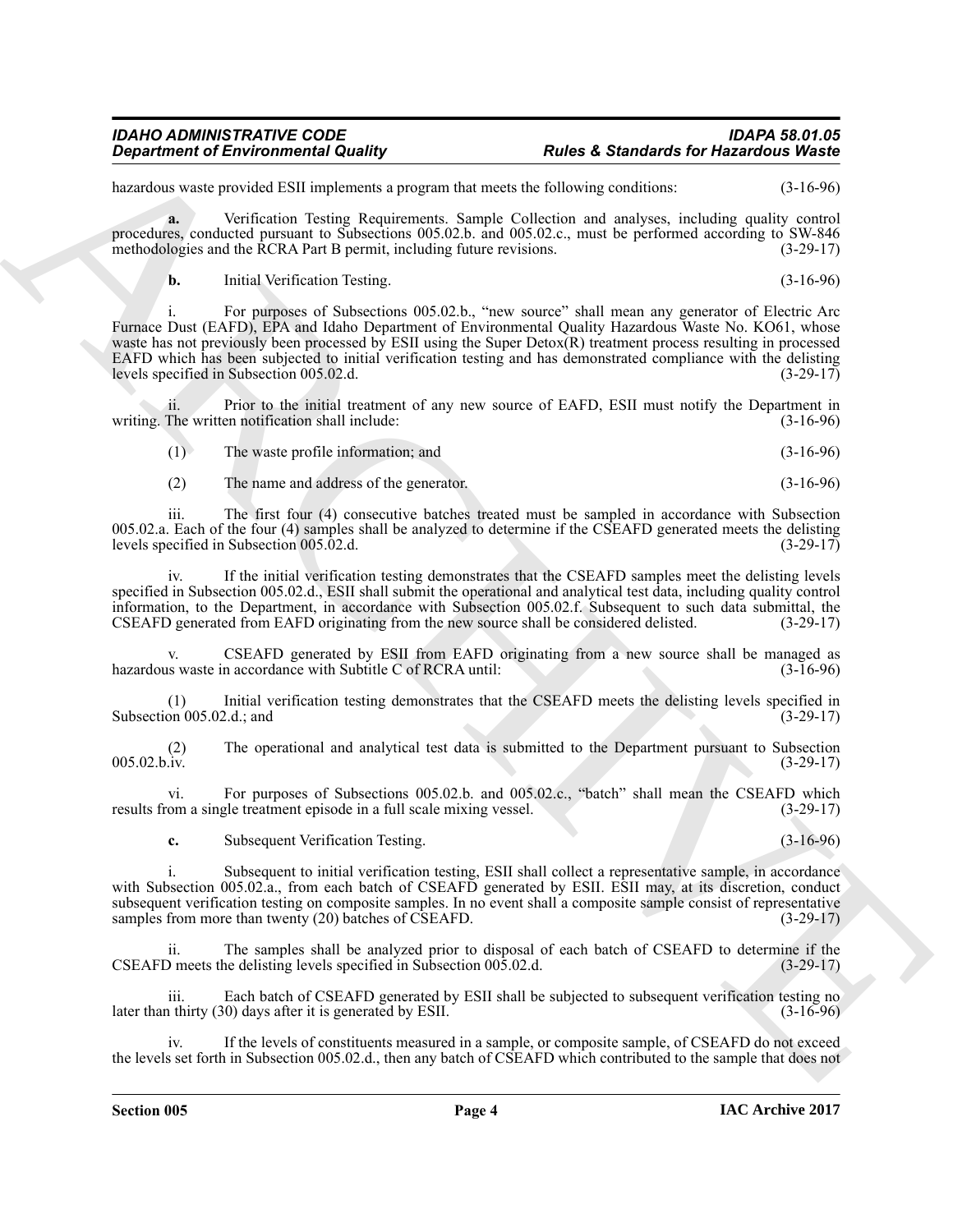hazardous waste provided ESII implements a program that meets the following conditions: (3-16-96)

**a.** Verification Testing Requirements. Sample Collection and analyses, including quality control procedures, conducted pursuant to Subsections 005.02.b. and 005.02.c., must be performed according to SW-846 methodologies and the RCRA Part B permit, including future revisions. (3-29-17)

**b.** Initial Verification Testing. (3-16-96)

i. For purposes of Subsections 005.02.b., "new source" shall mean any generator of Electric Arc Furnace Dust (EAFD), EPA and Idaho Department of Environmental Quality Hazardous Waste No. KO61, whose waste has not previously been processed by ESII using the Super Detox(R) treatment process resulting in processed EAFD which has been subjected to initial verification testing and has demonstrated compliance with the delisting levels specified in Subsection 005.02.d. (3-29-17)

ii. Prior to the initial treatment of any new source of EAFD, ESII must notify the Department in writing. The written notification shall include: (3-16-96)

(1) The waste profile information; and (3-16-96)

(2) The name and address of the generator. (3-16-96)

iii. The first four (4) consecutive batches treated must be sampled in accordance with Subsection 005.02.a. Each of the four (4) samples shall be analyzed to determine if the CSEAFD generated meets the delisting levels specified in Subsection 005.02.d. (3-29-17)

iv. If the initial verification testing demonstrates that the CSEAFD samples meet the delisting levels specified in Subsection 005.02.d., ESII shall submit the operational and analytical test data, including quality control information, to the Department, in accordance with Subsection 005.02.f. Subsequent to such data submittal, the CSEAFD generated from EAFD originating from the new source shall be considered delisted. (3-29-17)

v. CSEAFD generated by ESII from EAFD originating from a new source shall be managed as hazardous waste in accordance with Subtitle C of RCRA until: (3-16-96)

(1) Initial verification testing demonstrates that the CSEAFD meets the delisting levels specified in Subsection 005.02.d.; and (3-29-17)

(2) The operational and analytical test data is submitted to the Department pursuant to Subsection 005.02.b.iv. (3-29-17)

vi. For purposes of Subsections 005.02.b. and 005.02.c., "batch" shall mean the CSEAFD which results from a single treatment episode in a full scale mixing vessel. (3-29-17)

**c.** Subsequent Verification Testing. (3-16-96)

i. Subsequent to initial verification testing, ESII shall collect a representative sample, in accordance with Subsection 005.02.a., from each batch of CSEAFD generated by ESII. ESII may, at its discretion, conduct subsequent verification testing on composite samples. In no event shall a composite sample consist of representative samples from more than twenty (20) batches of CSEAFD. (3-29-17)

ii. The samples shall be analyzed prior to disposal of each batch of CSEAFD to determine if the CSEAFD meets the delisting levels specified in Subsection 005.02.d. (3-29-17)

iii. Each batch of CSEAFD generated by ESII shall be subjected to subsequent verification testing no later than thirty (30) days after it is generated by ESII. (3-16-96)

iv. If the levels of constituents measured in a sample, or composite sample, of CSEAFD do not exceed the levels set forth in Subsection 005.02.d., then any batch of CSEAFD which contributed to the sample that does not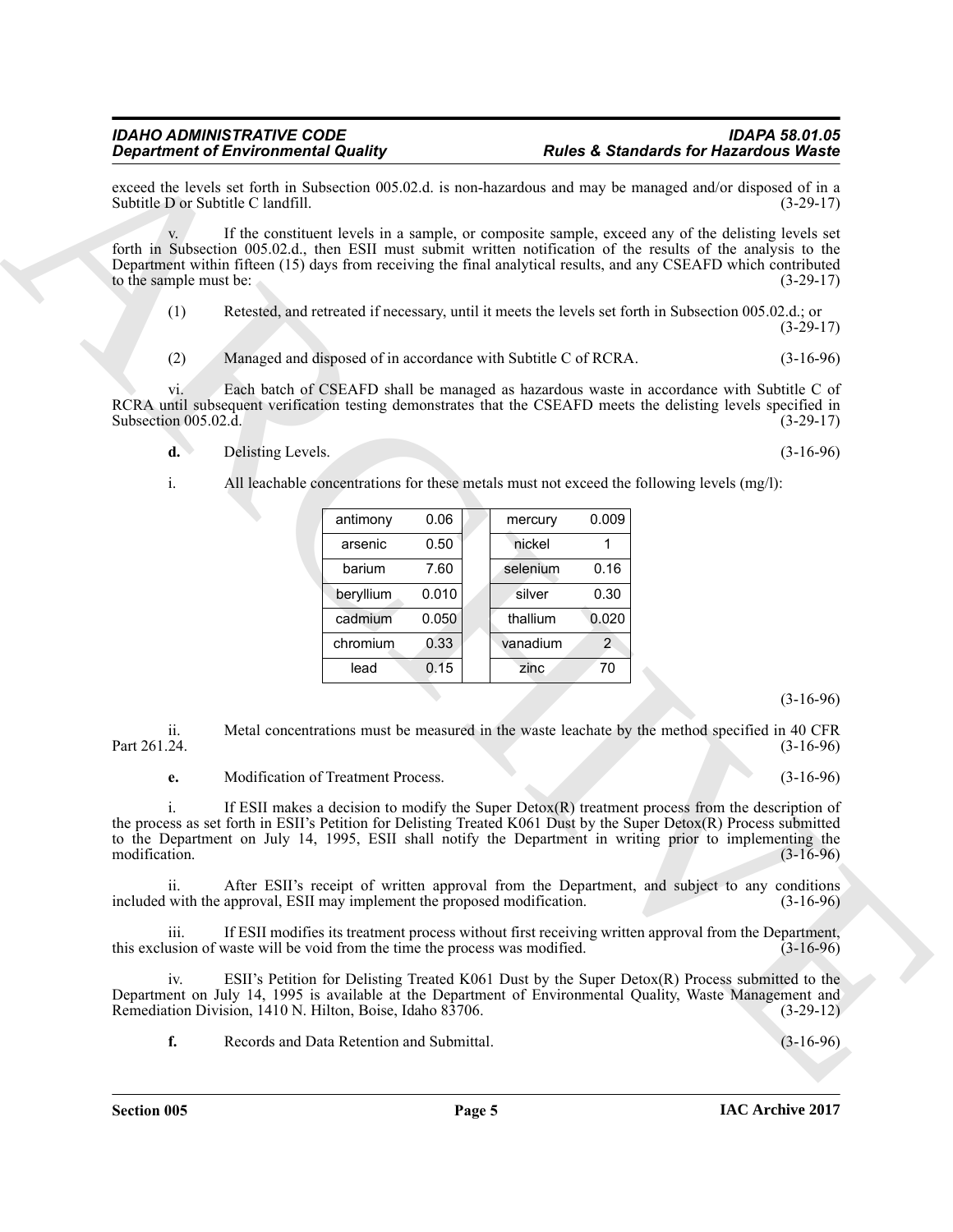exceed the levels set forth in Subsection 005.02.d. is non-hazardous and may be managed and/or disposed of in a Subtitle D or Subtitle C landfill. (3-29-17)

v. If the constituent levels in a sample, or composite sample, exceed any of the delisting levels set forth in Subsection 005.02.d., then ESII must submit written notification of the results of the analysis to the Department within fifteen (15) days from receiving the final analytical results, and any CSEAFD which contributed to the sample must be: (3-29-17)

(1) Retested, and retreated if necessary, until it meets the levels set forth in Subsection 005.02.d.; or (3-29-17)

(2) Managed and disposed of in accordance with Subtitle C of RCRA. (3-16-96)

vi. Each batch of CSEAFD shall be managed as hazardous waste in accordance with Subtitle C of RCRA until subsequent verification testing demonstrates that the CSEAFD meets the delisting levels specified in Subsection 005.02.d. (3-29-17)

**d.** Delisting Levels. (3-16-96)

i. All leachable concentrations for these metals must not exceed the following levels (mg/l):

| antimony | 0.06 | | mercury | 0.009 |
|---|---|---|---|---|
| arsenic | 0.50 | | nickel | 1 |
| barium | 7.60 | | selenium | 0.16 |
| beryllium | 0.010 | | silver | 0.30 |
| cadmium | 0.050 | | thallium | 0.020 |
| chromium | 0.33 | | vanadium | 2 |
| lead | 0.15 | | zinc | 70 |

(3-16-96)

ii. Metal concentrations must be measured in the waste leachate by the method specified in 40 CFR Part 261.24. (3-16-96)

**e.** Modification of Treatment Process. (3-16-96)

i. If ESII makes a decision to modify the Super Detox(R) treatment process from the description of the process as set forth in ESII's Petition for Delisting Treated K061 Dust by the Super Detox(R) Process submitted to the Department on July 14, 1995, ESII shall notify the Department in writing prior to implementing the modification. (3-16-96)

ii. After ESII's receipt of written approval from the Department, and subject to any conditions included with the approval, ESII may implement the proposed modification. (3-16-96)

iii. If ESII modifies its treatment process without first receiving written approval from the Department, this exclusion of waste will be void from the time the process was modified. (3-16-96)

iv. ESII's Petition for Delisting Treated K061 Dust by the Super Detox(R) Process submitted to the Department on July 14, 1995 is available at the Department of Environmental Quality, Waste Management and Remediation Division, 1410 N. Hilton, Boise, Idaho 83706. (3-29-12)

**f.** Records and Data Retention and Submittal. (3-16-96)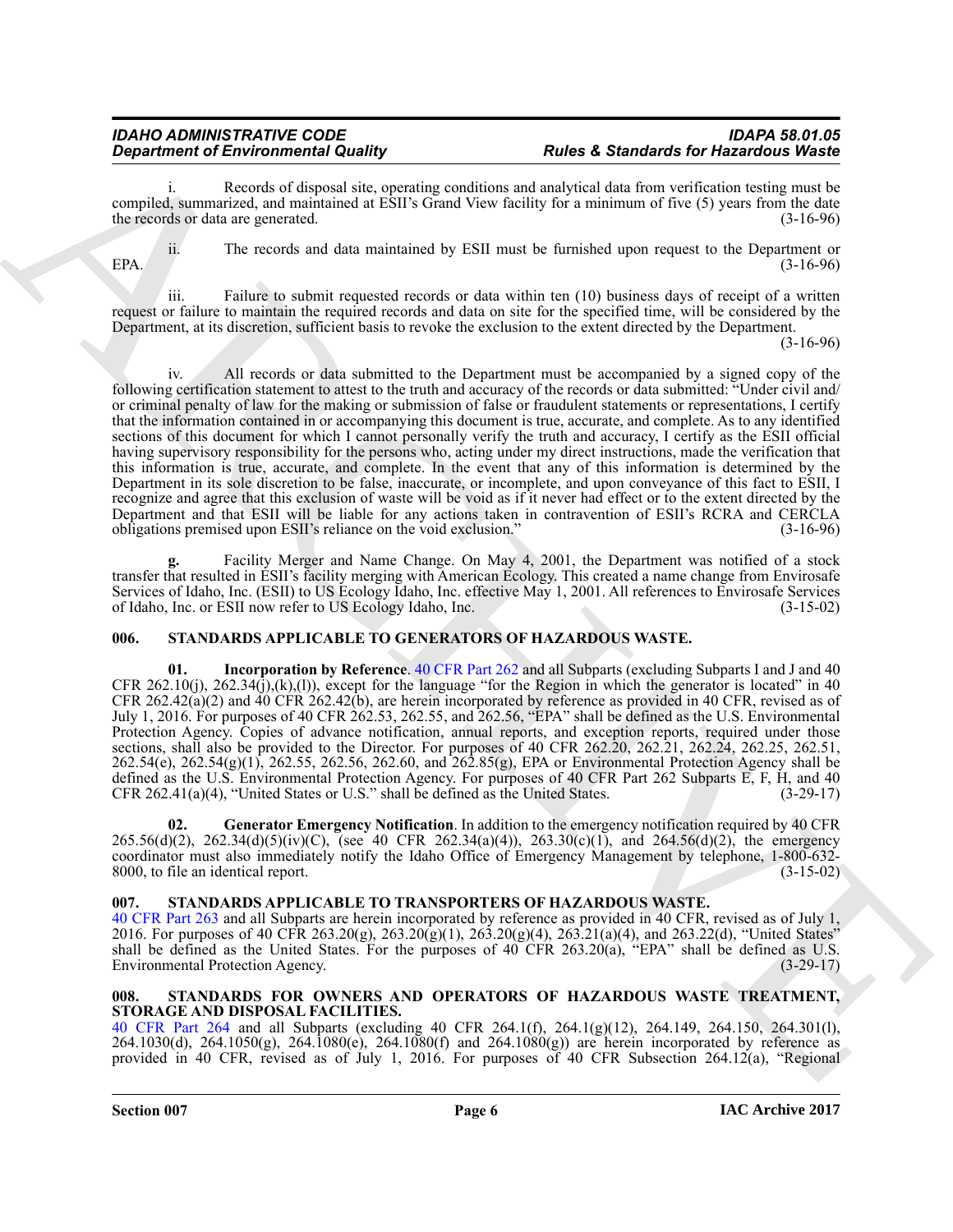i. Records of disposal site, operating conditions and analytical data from verification testing must be compiled, summarized, and maintained at ESII's Grand View facility for a minimum of five (5) years from the date the records or data are generated. (3-16-96)

ii. The records and data maintained by ESII must be furnished upon request to the Department or EPA. (3-16-96)

iii. Failure to submit requested records or data within ten (10) business days of receipt of a written request or failure to maintain the required records and data on site for the specified time, will be considered by the Department, at its discretion, sufficient basis to revoke the exclusion to the extent directed by the Department. (3-16-96)

iv. All records or data submitted to the Department must be accompanied by a signed copy of the following certification statement to attest to the truth and accuracy of the records or data submitted: "Under civil and/or criminal penalty of law for the making or submission of false or fraudulent statements or representations, I certify that the information contained in or accompanying this document is true, accurate, and complete. As to any identified sections of this document for which I cannot personally verify the truth and accuracy, I certify as the ESII official having supervisory responsibility for the persons who, acting under my direct instructions, made the verification that this information is true, accurate, and complete. In the event that any of this information is determined by the Department in its sole discretion to be false, inaccurate, or incomplete, and upon conveyance of this fact to ESII, I recognize and agree that this exclusion of waste will be void as if it never had effect or to the extent directed by the Department and that ESII will be liable for any actions taken in contravention of ESII's RCRA and CERCLA obligations premised upon ESII's reliance on the void exclusion." (3-16-96)

**g.** Facility Merger and Name Change. On May 4, 2001, the Department was notified of a stock transfer that resulted in ESII's facility merging with American Ecology. This created a name change from Envirosafe Services of Idaho, Inc. (ESII) to US Ecology Idaho, Inc. effective May 1, 2001. All references to Envirosafe Services of Idaho, Inc. or ESII now refer to US Ecology Idaho, Inc. (3-15-02)

## 006. STANDARDS APPLICABLE TO GENERATORS OF HAZARDOUS WASTE.

**01. Incorporation by Reference**. 40 CFR Part 262 and all Subparts (excluding Subparts I and J and 40 CFR 262.10(j), 262.34(j),(k),(l)), except for the language "for the Region in which the generator is located" in 40 CFR 262.42(a)(2) and 40 CFR 262.42(b), are herein incorporated by reference as provided in 40 CFR, revised as of July 1, 2016. For purposes of 40 CFR 262.53, 262.55, and 262.56, "EPA" shall be defined as the U.S. Environmental Protection Agency. Copies of advance notification, annual reports, and exception reports, required under those sections, shall also be provided to the Director. For purposes of 40 CFR 262.20, 262.21, 262.24, 262.25, 262.51, 262.54(e), 262.54(g)(1), 262.55, 262.56, 262.60, and 262.85(g), EPA or Environmental Protection Agency shall be defined as the U.S. Environmental Protection Agency. For purposes of 40 CFR Part 262 Subparts E, F, H, and 40 CFR 262.41(a)(4), "United States or U.S." shall be defined as the United States. (3-29-17)

**02. Generator Emergency Notification**. In addition to the emergency notification required by 40 CFR 265.56(d)(2), 262.34(d)(5)(iv)(C), (see 40 CFR 262.34(a)(4)), 263.30(c)(1), and 264.56(d)(2), the emergency coordinator must also immediately notify the Idaho Office of Emergency Management by telephone, 1-800-632-8000, to file an identical report. (3-15-02)

## 007. STANDARDS APPLICABLE TO TRANSPORTERS OF HAZARDOUS WASTE.

40 CFR Part 263 and all Subparts are herein incorporated by reference as provided in 40 CFR, revised as of July 1, 2016. For purposes of 40 CFR 263.20(g), 263.20(g)(1), 263.20(g)(4), 263.21(a)(4), and 263.22(d), "United States" shall be defined as the United States. For the purposes of 40 CFR 263.20(a), "EPA" shall be defined as U.S. Environmental Protection Agency. (3-29-17)

## 008. STANDARDS FOR OWNERS AND OPERATORS OF HAZARDOUS WASTE TREATMENT, STORAGE AND DISPOSAL FACILITIES.

40 CFR Part 264 and all Subparts (excluding 40 CFR 264.1(f), 264.1(g)(12), 264.149, 264.150, 264.301(l), 264.1030(d), 264.1050(g), 264.1080(e), 264.1080(f) and 264.1080(g)) are herein incorporated by reference as provided in 40 CFR, revised as of July 1, 2016. For purposes of 40 CFR Subsection 264.12(a), "Regional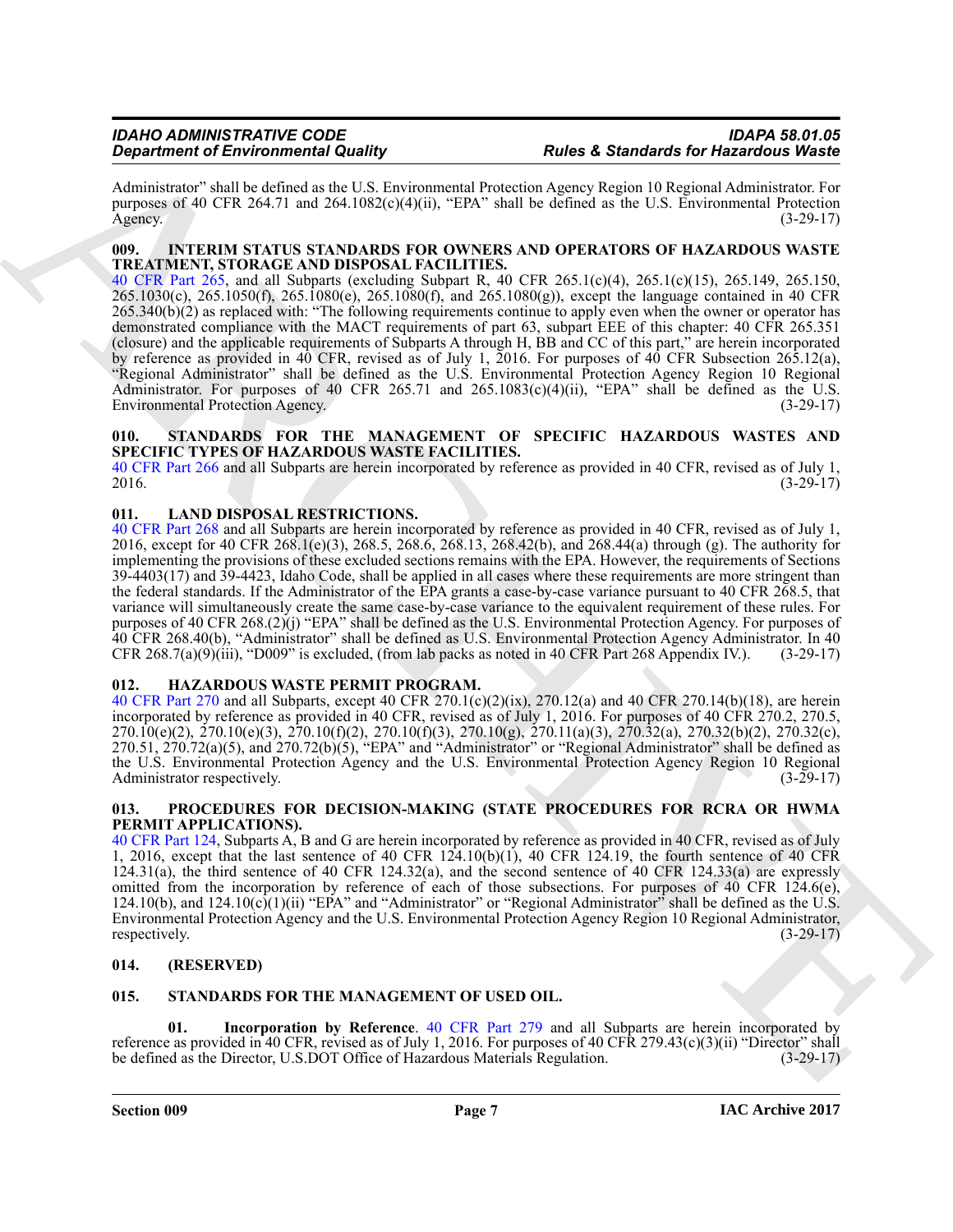Administrator" shall be defined as the U.S. Environmental Protection Agency Region 10 Regional Administrator. For purposes of 40 CFR 264.71 and 264.1082(c)(4)(ii), "EPA" shall be defined as the U.S. Environmental Protection Agency. (3-29-17)

### 009. INTERIM STATUS STANDARDS FOR OWNERS AND OPERATORS OF HAZARDOUS WASTE TREATMENT, STORAGE AND DISPOSAL FACILITIES.

40 CFR Part 265, and all Subparts (excluding Subpart R, 40 CFR 265.1(c)(4), 265.1(c)(15), 265.149, 265.150, 265.1030(c), 265.1050(f), 265.1080(e), 265.1080(f), and 265.1080(g)), except the language contained in 40 CFR 265.340(b)(2) as replaced with: "The following requirements continue to apply even when the owner or operator has demonstrated compliance with the MACT requirements of part 63, subpart EEE of this chapter: 40 CFR 265.351 (closure) and the applicable requirements of Subparts A through H, BB and CC of this part," are herein incorporated by reference as provided in 40 CFR, revised as of July 1, 2016. For purposes of 40 CFR Subsection 265.12(a), "Regional Administrator" shall be defined as the U.S. Environmental Protection Agency Region 10 Regional Administrator. For purposes of 40 CFR 265.71 and 265.1083(c)(4)(ii), "EPA" shall be defined as the U.S. Environmental Protection Agency. (3-29-17)

### 010. STANDARDS FOR THE MANAGEMENT OF SPECIFIC HAZARDOUS WASTES AND SPECIFIC TYPES OF HAZARDOUS WASTE FACILITIES.

40 CFR Part 266 and all Subparts are herein incorporated by reference as provided in 40 CFR, revised as of July 1, 2016. (3-29-17)

### 011. LAND DISPOSAL RESTRICTIONS.

40 CFR Part 268 and all Subparts are herein incorporated by reference as provided in 40 CFR, revised as of July 1, 2016, except for 40 CFR 268.1(e)(3), 268.5, 268.6, 268.13, 268.42(b), and 268.44(a) through (g). The authority for implementing the provisions of these excluded sections remains with the EPA. However, the requirements of Sections 39-4403(17) and 39-4423, Idaho Code, shall be applied in all cases where these requirements are more stringent than the federal standards. If the Administrator of the EPA grants a case-by-case variance pursuant to 40 CFR 268.5, that variance will simultaneously create the same case-by-case variance to the equivalent requirement of these rules. For purposes of 40 CFR 268.(2)(j) "EPA" shall be defined as the U.S. Environmental Protection Agency. For purposes of 40 CFR 268.40(b), "Administrator" shall be defined as U.S. Environmental Protection Agency Administrator. In 40 CFR 268.7(a)(9)(iii), "D009" is excluded, (from lab packs as noted in 40 CFR Part 268 Appendix IV.). (3-29-17)

### 012. HAZARDOUS WASTE PERMIT PROGRAM.

40 CFR Part 270 and all Subparts, except 40 CFR 270.1(c)(2)(ix), 270.12(a) and 40 CFR 270.14(b)(18), are herein incorporated by reference as provided in 40 CFR, revised as of July 1, 2016. For purposes of 40 CFR 270.2, 270.5, 270.10(e)(2), 270.10(e)(3), 270.10(f)(2), 270.10(f)(3), 270.10(g), 270.11(a)(3), 270.32(a), 270.32(b)(2), 270.32(c), 270.51, 270.72(a)(5), and 270.72(b)(5), "EPA" and "Administrator" or "Regional Administrator" shall be defined as the U.S. Environmental Protection Agency and the U.S. Environmental Protection Agency Region 10 Regional Administrator respectively. (3-29-17)

### 013. PROCEDURES FOR DECISION-MAKING (STATE PROCEDURES FOR RCRA OR HWMA PERMIT APPLICATIONS).

40 CFR Part 124, Subparts A, B and G are herein incorporated by reference as provided in 40 CFR, revised as of July 1, 2016, except that the last sentence of 40 CFR 124.10(b)(1), 40 CFR 124.19, the fourth sentence of 40 CFR 124.31(a), the third sentence of 40 CFR 124.32(a), and the second sentence of 40 CFR 124.33(a) are expressly omitted from the incorporation by reference of each of those subsections. For purposes of 40 CFR 124.6(e), 124.10(b), and 124.10(c)(1)(ii) "EPA" and "Administrator" or "Regional Administrator" shall be defined as the U.S. Environmental Protection Agency and the U.S. Environmental Protection Agency Region 10 Regional Administrator, respectively. (3-29-17)

### 014. (RESERVED)

### 015. STANDARDS FOR THE MANAGEMENT OF USED OIL.

**01. Incorporation by Reference**. 40 CFR Part 279 and all Subparts are herein incorporated by reference as provided in 40 CFR, revised as of July 1, 2016. For purposes of 40 CFR 279.43(c)(3)(ii) "Director" shall be defined as the Director, U.S.DOT Office of Hazardous Materials Regulation. (3-29-17)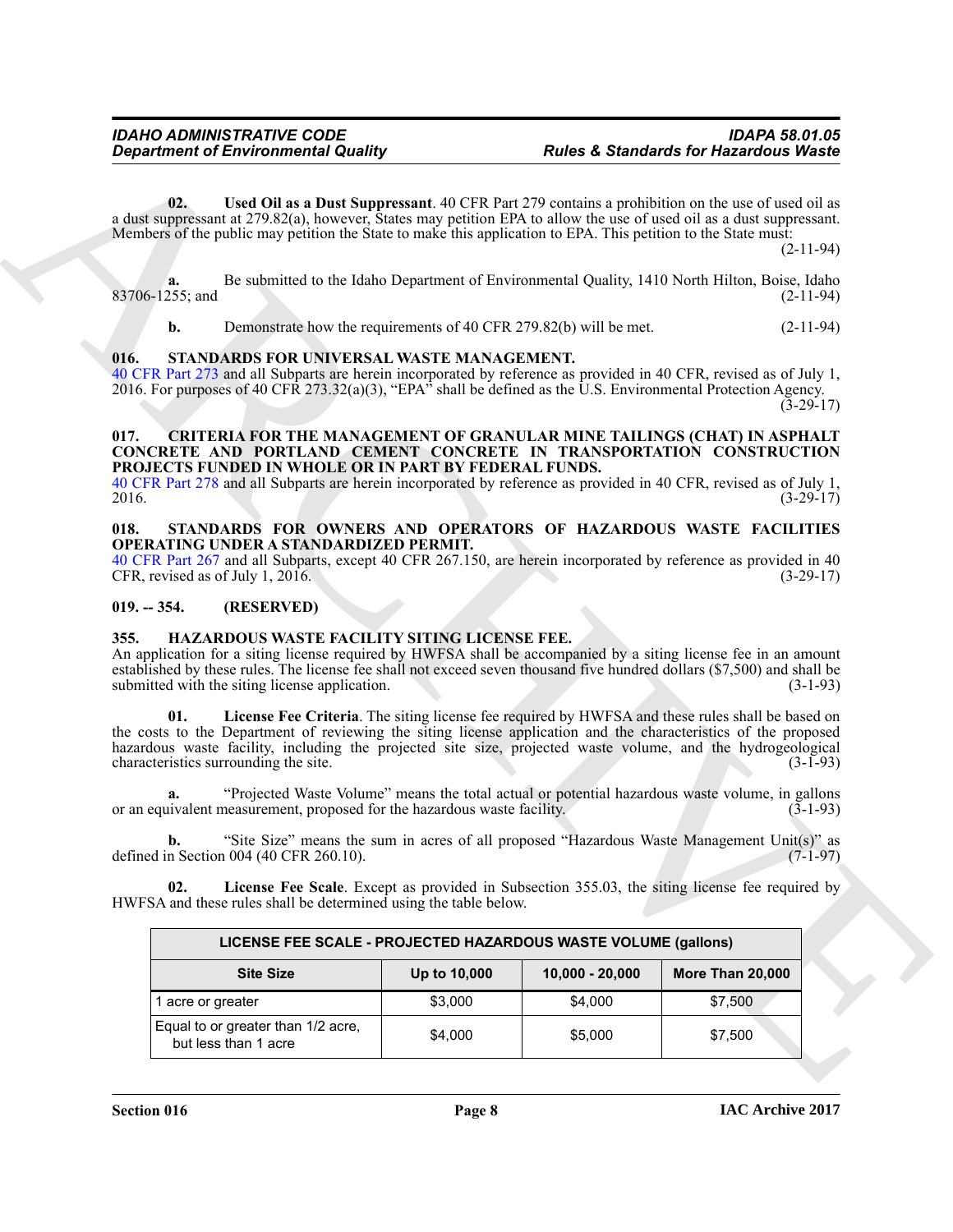**02. Used Oil as a Dust Suppressant**. 40 CFR Part 279 contains a prohibition on the use of used oil as a dust suppressant at 279.82(a), however, States may petition EPA to allow the use of used oil as a dust suppressant. Members of the public may petition the State to make this application to EPA. This petition to the State must: (2-11-94)

**a.** Be submitted to the Idaho Department of Environmental Quality, 1410 North Hilton, Boise, Idaho 83706-1255; and (2-11-94)

**b.** Demonstrate how the requirements of 40 CFR 279.82(b) will be met. (2-11-94)

### 016. STANDARDS FOR UNIVERSAL WASTE MANAGEMENT.

40 CFR Part 273 and all Subparts are herein incorporated by reference as provided in 40 CFR, revised as of July 1, 2016. For purposes of 40 CFR 273.32(a)(3), "EPA" shall be defined as the U.S. Environmental Protection Agency. (3-29-17)

### 017. CRITERIA FOR THE MANAGEMENT OF GRANULAR MINE TAILINGS (CHAT) IN ASPHALT CONCRETE AND PORTLAND CEMENT CONCRETE IN TRANSPORTATION CONSTRUCTION PROJECTS FUNDED IN WHOLE OR IN PART BY FEDERAL FUNDS.

40 CFR Part 278 and all Subparts are herein incorporated by reference as provided in 40 CFR, revised as of July 1, 2016. (3-29-17)

### 018. STANDARDS FOR OWNERS AND OPERATORS OF HAZARDOUS WASTE FACILITIES OPERATING UNDER A STANDARDIZED PERMIT.

40 CFR Part 267 and all Subparts, except 40 CFR 267.150, are herein incorporated by reference as provided in 40 CFR, revised as of July 1, 2016. (3-29-17)

### 019. -- 354. (RESERVED)

### 355. HAZARDOUS WASTE FACILITY SITING LICENSE FEE.

An application for a siting license required by HWFSA shall be accompanied by a siting license fee in an amount established by these rules. The license fee shall not exceed seven thousand five hundred dollars ($7,500) and shall be submitted with the siting license application. (3-1-93)

**01. License Fee Criteria**. The siting license fee required by HWFSA and these rules shall be based on the costs to the Department of reviewing the siting license application and the characteristics of the proposed hazardous waste facility, including the projected site size, projected waste volume, and the hydrogeological characteristics surrounding the site. (3-1-93)

**a.** "Projected Waste Volume" means the total actual or potential hazardous waste volume, in gallons or an equivalent measurement, proposed for the hazardous waste facility. (3-1-93)

**b.** "Site Size" means the sum in acres of all proposed "Hazardous Waste Management Unit(s)" as defined in Section 004 (40 CFR 260.10). (7-1-97)

**02. License Fee Scale**. Except as provided in Subsection 355.03, the siting license fee required by HWFSA and these rules shall be determined using the table below.

| LICENSE FEE SCALE - PROJECTED HAZARDOUS WASTE VOLUME (gallons) | | | |
|---|---|---|---|
| **Site Size** | **Up to 10,000** | **10,000 - 20,000** | **More Than 20,000** |
| 1 acre or greater | $3,000 | $4,000 | $7,500 |
| Equal to or greater than 1/2 acre, but less than 1 acre | $4,000 | $5,000 | $7,500 |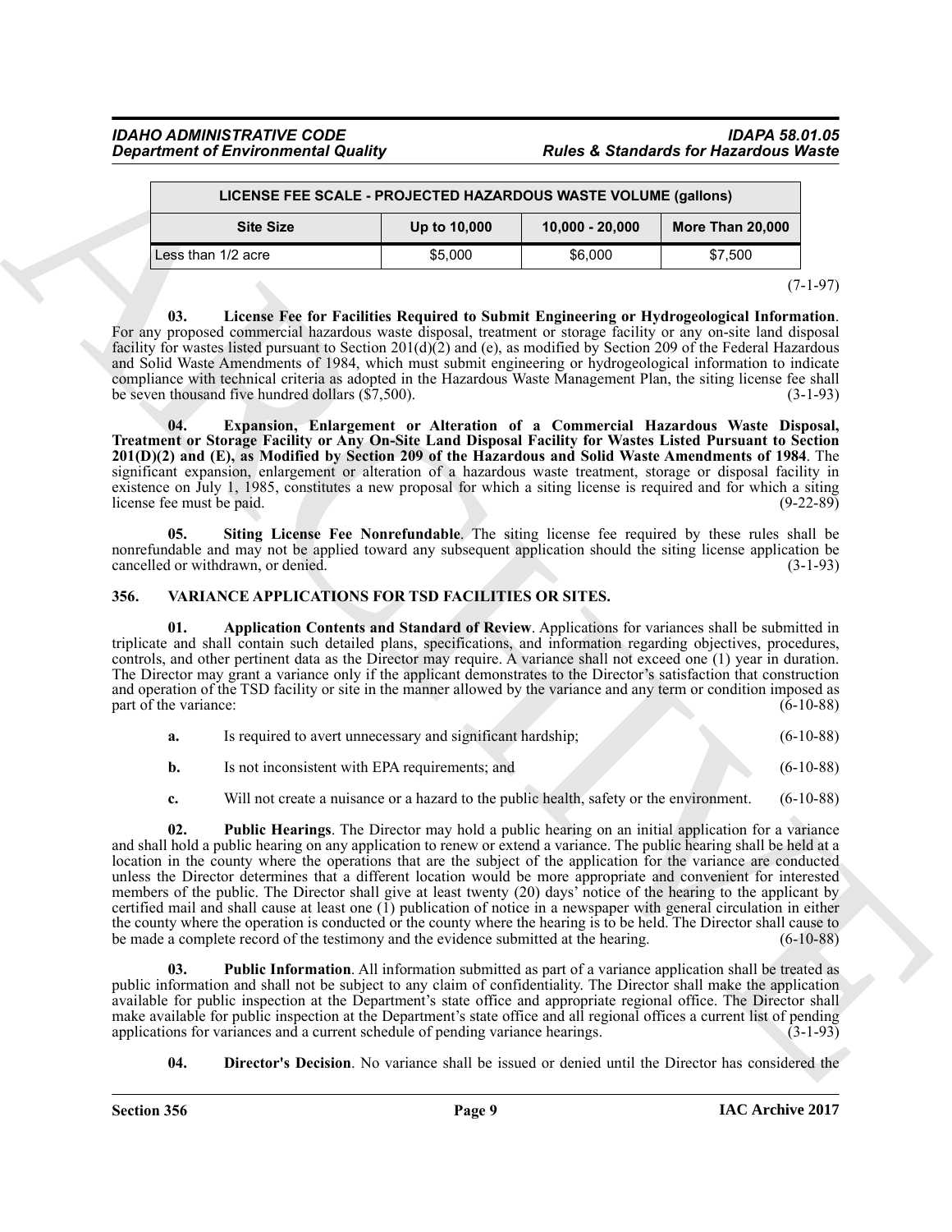| LICENSE FEE SCALE - PROJECTED HAZARDOUS WASTE VOLUME (gallons) | | | |
|---|---|---|---|
| **Site Size** | **Up to 10,000** | **10,000 - 20,000** | **More Than 20,000** |
| Less than 1/2 acre | $5,000 | $6,000 | $7,500 |

(7-1-97)

**03. License Fee for Facilities Required to Submit Engineering or Hydrogeological Information**. For any proposed commercial hazardous waste disposal, treatment or storage facility or any on-site land disposal facility for wastes listed pursuant to Section 201(d)(2) and (e), as modified by Section 209 of the Federal Hazardous and Solid Waste Amendments of 1984, which must submit engineering or hydrogeological information to indicate compliance with technical criteria as adopted in the Hazardous Waste Management Plan, the siting license fee shall be seven thousand five hundred dollars ($7,500). (3-1-93)

**04. Expansion, Enlargement or Alteration of a Commercial Hazardous Waste Disposal, Treatment or Storage Facility or Any On-Site Land Disposal Facility for Wastes Listed Pursuant to Section 201(D)(2) and (E), as Modified by Section 209 of the Hazardous and Solid Waste Amendments of 1984**. The significant expansion, enlargement or alteration of a hazardous waste treatment, storage or disposal facility in existence on July 1, 1985, constitutes a new proposal for which a siting license is required and for which a siting license fee must be paid. (9-22-89)

**05. Siting License Fee Nonrefundable**. The siting license fee required by these rules shall be nonrefundable and may not be applied toward any subsequent application should the siting license application be cancelled or withdrawn, or denied. (3-1-93)

## 356. VARIANCE APPLICATIONS FOR TSD FACILITIES OR SITES.

**01. Application Contents and Standard of Review**. Applications for variances shall be submitted in triplicate and shall contain such detailed plans, specifications, and information regarding objectives, procedures, controls, and other pertinent data as the Director may require. A variance shall not exceed one (1) year in duration. The Director may grant a variance only if the applicant demonstrates to the Director's satisfaction that construction and operation of the TSD facility or site in the manner allowed by the variance and any term or condition imposed as part of the variance: (6-10-88)

**a.** Is required to avert unnecessary and significant hardship; (6-10-88)

**b.** Is not inconsistent with EPA requirements; and (6-10-88)

**c.** Will not create a nuisance or a hazard to the public health, safety or the environment. (6-10-88)

**02. Public Hearings**. The Director may hold a public hearing on an initial application for a variance and shall hold a public hearing on any application to renew or extend a variance. The public hearing shall be held at a location in the county where the operations that are the subject of the application for the variance are conducted unless the Director determines that a different location would be more appropriate and convenient for interested members of the public. The Director shall give at least twenty (20) days' notice of the hearing to the applicant by certified mail and shall cause at least one (1) publication of notice in a newspaper with general circulation in either the county where the operation is conducted or the county where the hearing is to be held. The Director shall cause to be made a complete record of the testimony and the evidence submitted at the hearing. (6-10-88)

**03. Public Information**. All information submitted as part of a variance application shall be treated as public information and shall not be subject to any claim of confidentiality. The Director shall make the application available for public inspection at the Department's state office and appropriate regional office. The Director shall make available for public inspection at the Department's state office and all regional offices a current list of pending applications for variances and a current schedule of pending variance hearings. (3-1-93)

**04. Director's Decision**. No variance shall be issued or denied until the Director has considered the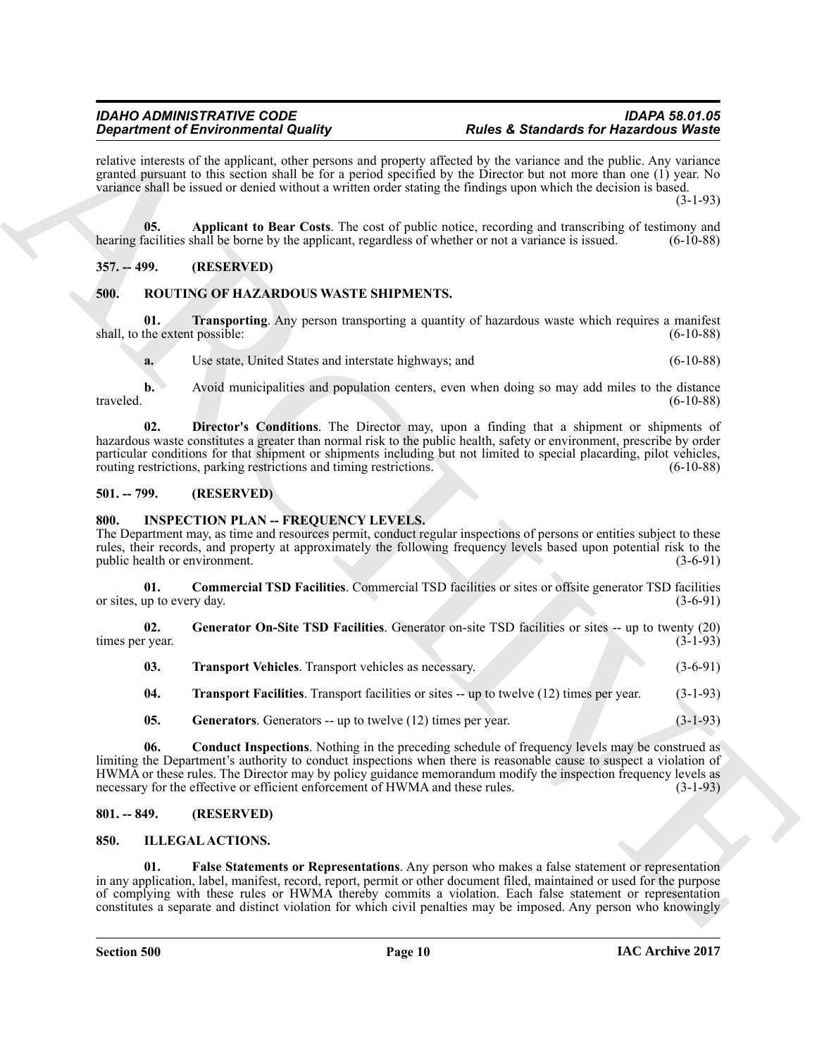relative interests of the applicant, other persons and property affected by the variance and the public. Any variance granted pursuant to this section shall be for a period specified by the Director but not more than one (1) year. No variance shall be issued or denied without a written order stating the findings upon which the decision is based. (3-1-93)

**05. Applicant to Bear Costs**. The cost of public notice, recording and transcribing of testimony and hearing facilities shall be borne by the applicant, regardless of whether or not a variance is issued. (6-10-88)

## 357. -- 499. (RESERVED)

## 500. ROUTING OF HAZARDOUS WASTE SHIPMENTS.

**01. Transporting**. Any person transporting a quantity of hazardous waste which requires a manifest shall, to the extent possible: (6-10-88)

**a.** Use state, United States and interstate highways; and (6-10-88)

**b.** Avoid municipalities and population centers, even when doing so may add miles to the distance traveled. (6-10-88)

**02. Director's Conditions**. The Director may, upon a finding that a shipment or shipments of hazardous waste constitutes a greater than normal risk to the public health, safety or environment, prescribe by order particular conditions for that shipment or shipments including but not limited to special placarding, pilot vehicles, routing restrictions, parking restrictions and timing restrictions. (6-10-88)

## 501. -- 799. (RESERVED)

## 800. INSPECTION PLAN -- FREQUENCY LEVELS.

The Department may, as time and resources permit, conduct regular inspections of persons or entities subject to these rules, their records, and property at approximately the following frequency levels based upon potential risk to the public health or environment. (3-6-91)

**01. Commercial TSD Facilities**. Commercial TSD facilities or sites or offsite generator TSD facilities or sites, up to every day. (3-6-91)

**02. Generator On-Site TSD Facilities**. Generator on-site TSD facilities or sites -- up to twenty (20) times per year. (3-1-93)

**03. Transport Vehicles**. Transport vehicles as necessary. (3-6-91)

**04. Transport Facilities**. Transport facilities or sites -- up to twelve (12) times per year. (3-1-93)

**05. Generators**. Generators -- up to twelve (12) times per year. (3-1-93)

**06. Conduct Inspections**. Nothing in the preceding schedule of frequency levels may be construed as limiting the Department's authority to conduct inspections when there is reasonable cause to suspect a violation of HWMA or these rules. The Director may by policy guidance memorandum modify the inspection frequency levels as necessary for the effective or efficient enforcement of HWMA and these rules. (3-1-93)

## 801. -- 849. (RESERVED)

## 850. ILLEGAL ACTIONS.

**01. False Statements or Representations**. Any person who makes a false statement or representation in any application, label, manifest, record, report, permit or other document filed, maintained or used for the purpose of complying with these rules or HWMA thereby commits a violation. Each false statement or representation constitutes a separate and distinct violation for which civil penalties may be imposed. Any person who knowingly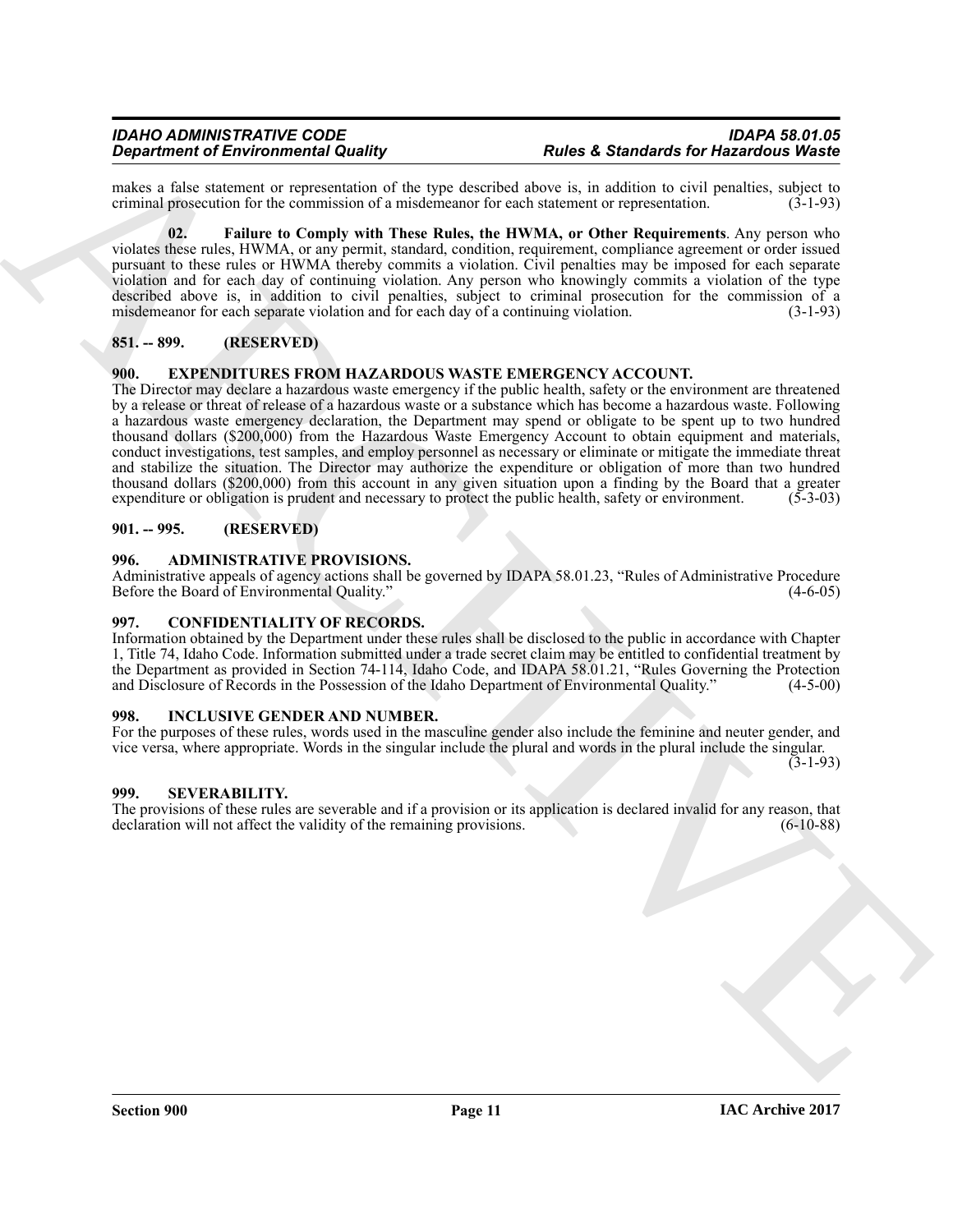makes a false statement or representation of the type described above is, in addition to civil penalties, subject to criminal prosecution for the commission of a misdemeanor for each statement or representation. (3-1-93)

**02. Failure to Comply with These Rules, the HWMA, or Other Requirements**. Any person who violates these rules, HWMA, or any permit, standard, condition, requirement, compliance agreement or order issued pursuant to these rules or HWMA thereby commits a violation. Civil penalties may be imposed for each separate violation and for each day of continuing violation. Any person who knowingly commits a violation of the type described above is, in addition to civil penalties, subject to criminal prosecution for the commission of a misdemeanor for each separate violation and for each day of a continuing violation. (3-1-93)

### 851. -- 899. (RESERVED)

### 900. EXPENDITURES FROM HAZARDOUS WASTE EMERGENCY ACCOUNT.

The Director may declare a hazardous waste emergency if the public health, safety or the environment are threatened by a release or threat of release of a hazardous waste or a substance which has become a hazardous waste. Following a hazardous waste emergency declaration, the Department may spend or obligate to be spent up to two hundred thousand dollars ($200,000) from the Hazardous Waste Emergency Account to obtain equipment and materials, conduct investigations, test samples, and employ personnel as necessary or eliminate or mitigate the immediate threat and stabilize the situation. The Director may authorize the expenditure or obligation of more than two hundred thousand dollars ($200,000) from this account in any given situation upon a finding by the Board that a greater expenditure or obligation is prudent and necessary to protect the public health, safety or environment. (5-3-03)

### 901. -- 995. (RESERVED)

### 996. ADMINISTRATIVE PROVISIONS.

Administrative appeals of agency actions shall be governed by IDAPA 58.01.23, "Rules of Administrative Procedure Before the Board of Environmental Quality." (4-6-05)

### 997. CONFIDENTIALITY OF RECORDS.

Information obtained by the Department under these rules shall be disclosed to the public in accordance with Chapter 1, Title 74, Idaho Code. Information submitted under a trade secret claim may be entitled to confidential treatment by the Department as provided in Section 74-114, Idaho Code, and IDAPA 58.01.21, "Rules Governing the Protection and Disclosure of Records in the Possession of the Idaho Department of Environmental Quality." (4-5-00)

### 998. INCLUSIVE GENDER AND NUMBER.

For the purposes of these rules, words used in the masculine gender also include the feminine and neuter gender, and vice versa, where appropriate. Words in the singular include the plural and words in the plural include the singular. (3-1-93)

### 999. SEVERABILITY.

The provisions of these rules are severable and if a provision or its application is declared invalid for any reason, that declaration will not affect the validity of the remaining provisions. (6-10-88)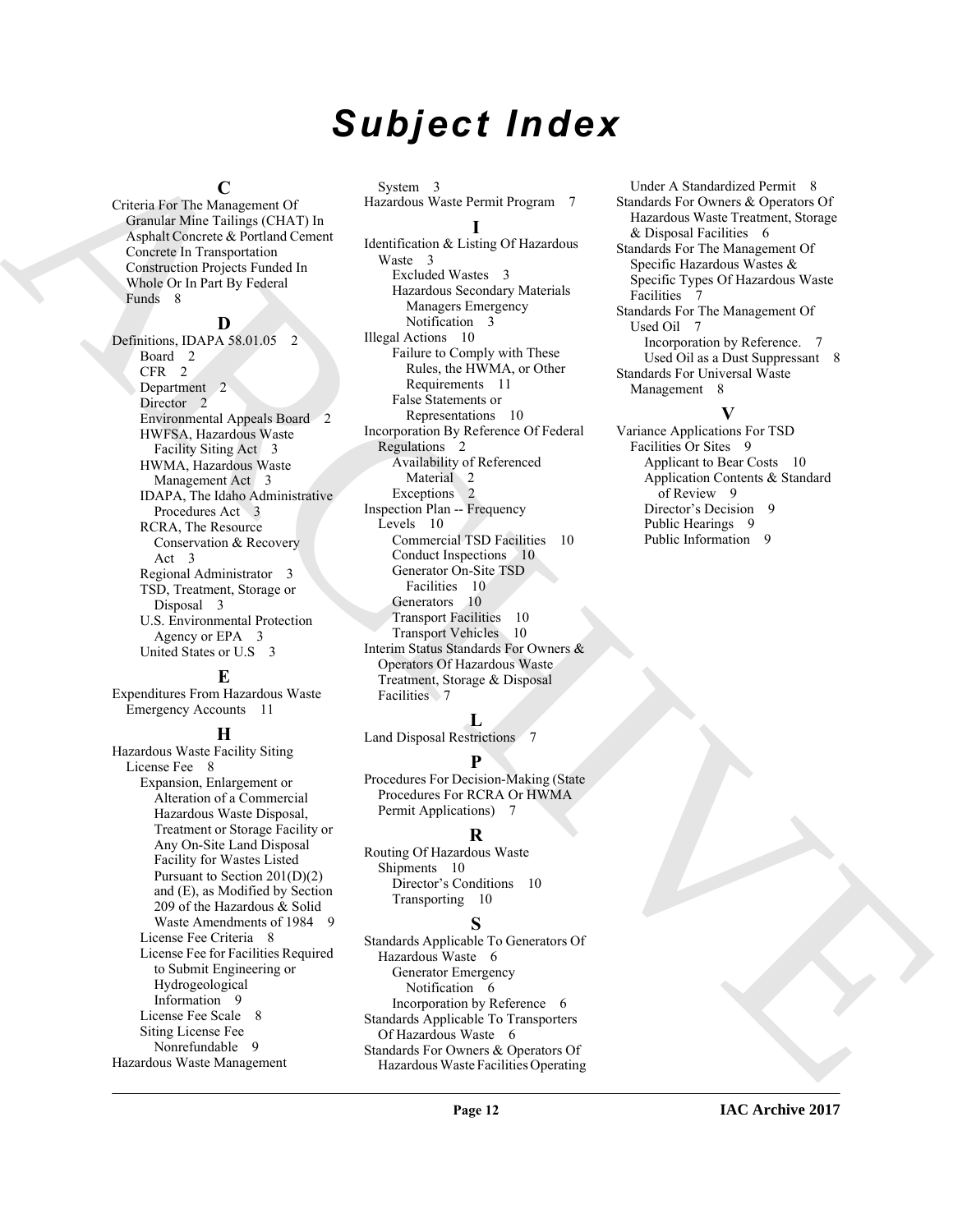# Subject Index

## C

Criteria For The Management Of Granular Mine Tailings (CHAT) In Asphalt Concrete & Portland Cement Concrete In Transportation Construction Projects Funded In Whole Or In Part By Federal Funds 8

## D

Definitions, IDAPA 58.01.05 2
- Board 2
- CFR 2
- Department 2
- Director 2
- Environmental Appeals Board 2
- HWFSA, Hazardous Waste Facility Siting Act 3
- HWMA, Hazardous Waste Management Act 3
- IDAPA, The Idaho Administrative Procedures Act 3
- RCRA, The Resource Conservation & Recovery Act 3
- Regional Administrator 3
- TSD, Treatment, Storage or Disposal 3
- U.S. Environmental Protection Agency or EPA 3
- United States or U.S 3

## E

Expenditures From Hazardous Waste Emergency Accounts 11

## H

Hazardous Waste Facility Siting License Fee 8
- Expansion, Enlargement or Alteration of a Commercial Hazardous Waste Disposal, Treatment or Storage Facility or Any On-Site Land Disposal Facility for Wastes Listed Pursuant to Section 201(D)(2) and (E), as Modified by Section 209 of the Hazardous & Solid Waste Amendments of 1984 9
- License Fee Criteria 8
- License Fee for Facilities Required to Submit Engineering or Hydrogeological Information 9
- License Fee Scale 8
- Siting License Fee Nonrefundable 9

Hazardous Waste Management System 3

Hazardous Waste Permit Program 7

## I

Identification & Listing Of Hazardous Waste 3
- Excluded Wastes 3
- Hazardous Secondary Materials Managers Emergency Notification 3

Illegal Actions 10
- Failure to Comply with These Rules, the HWMA, or Other Requirements 11
- False Statements or Representations 10

Incorporation By Reference Of Federal Regulations 2
- Availability of Referenced Material 2
- Exceptions 2

Inspection Plan -- Frequency Levels 10
- Commercial TSD Facilities 10
- Conduct Inspections 10
- Generator On-Site TSD Facilities 10
- Generators 10
- Transport Facilities 10
- Transport Vehicles 10

Interim Status Standards For Owners & Operators Of Hazardous Waste Treatment, Storage & Disposal Facilities 7

## L

Land Disposal Restrictions 7

## P

Procedures For Decision-Making (State Procedures For RCRA Or HWMA Permit Applications) 7

## R

Routing Of Hazardous Waste Shipments 10
- Director's Conditions 10
- Transporting 10

## S

Standards Applicable To Generators Of Hazardous Waste 6
- Generator Emergency Notification 6
- Incorporation by Reference 6

Standards Applicable To Transporters Of Hazardous Waste 6

Standards For Owners & Operators Of Hazardous Waste Facilities Operating Under A Standardized Permit 8

Standards For Owners & Operators Of Hazardous Waste Treatment, Storage & Disposal Facilities 6

Standards For The Management Of Specific Hazardous Wastes & Specific Types Of Hazardous Waste Facilities 7

Standards For The Management Of Used Oil 7
- Incorporation by Reference. 7
- Used Oil as a Dust Suppressant 8

Standards For Universal Waste Management 8

## V

Variance Applications For TSD Facilities Or Sites 9
- Applicant to Bear Costs 10
- Application Contents & Standard of Review 9
- Director's Decision 9
- Public Hearings 9
- Public Information 9